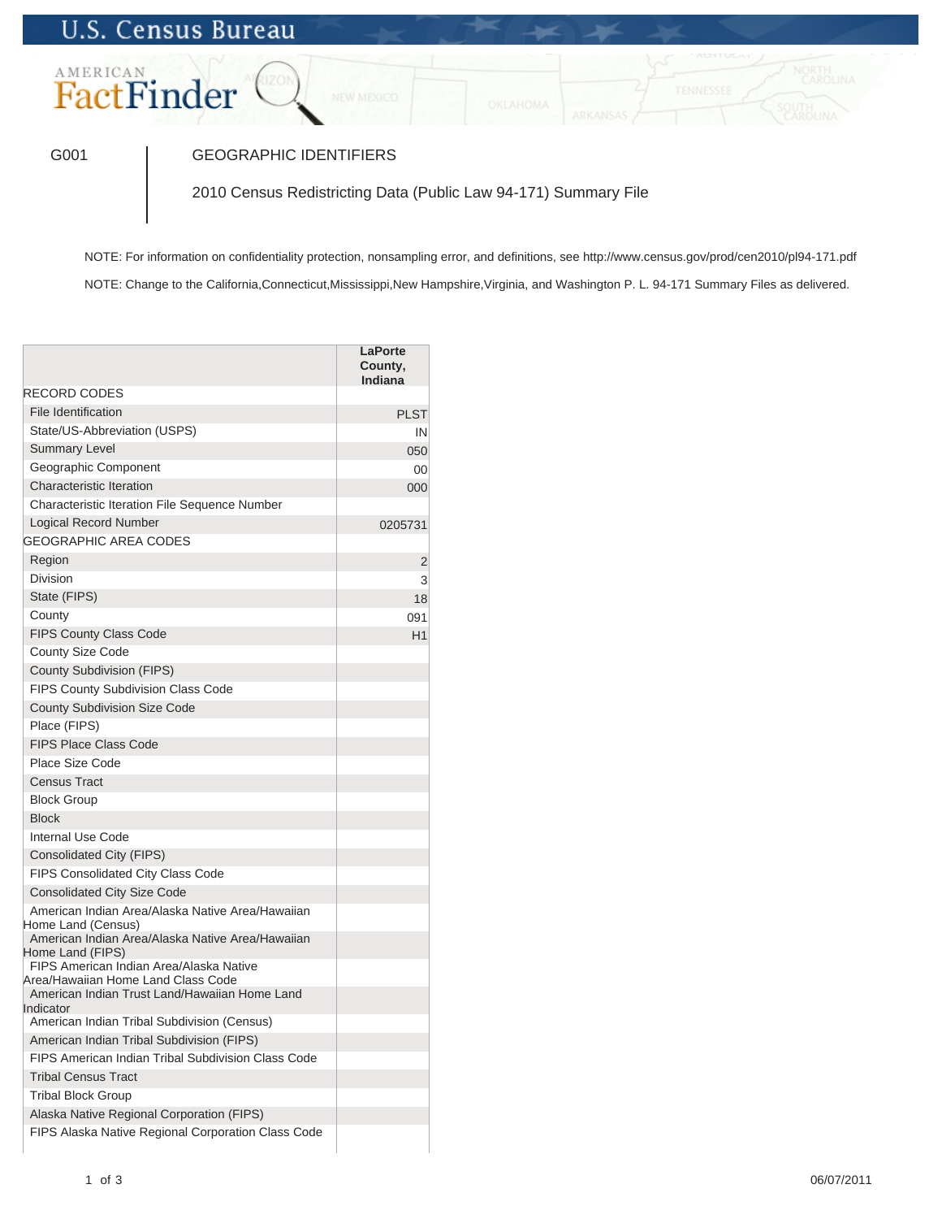U.S. Census Bureau

AMERICAN FactFinder

G001 | GEOGRAPHIC IDENTIFIERS

2010 Census Redistricting Data (Public Law 94-171) Summary File

NOTE: For information on confidentiality protection, nonsampling error, and definitions, see http://www.census.gov/prod/cen2010/pl94-171.pdf

NOTE: Change to the California,Connecticut,Mississippi,New Hampshire,Virginia, and Washington P. L. 94-171 Summary Files as delivered.

| | LaPorte County, Indiana |
|---|---|
| RECORD CODES | |
| File Identification | PLST |
| State/US-Abbreviation (USPS) | IN |
| Summary Level | 050 |
| Geographic Component | 00 |
| Characteristic Iteration | 000 |
| Characteristic Iteration File Sequence Number | |
| Logical Record Number | 0205731 |
| GEOGRAPHIC AREA CODES | |
| Region | 2 |
| Division | 3 |
| State (FIPS) | 18 |
| County | 091 |
| FIPS County Class Code | H1 |
| County Size Code | |
| County Subdivision (FIPS) | |
| FIPS County Subdivision Class Code | |
| County Subdivision Size Code | |
| Place (FIPS) | |
| FIPS Place Class Code | |
| Place Size Code | |
| Census Tract | |
| Block Group | |
| Block | |
| Internal Use Code | |
| Consolidated City (FIPS) | |
| FIPS Consolidated City Class Code | |
| Consolidated City Size Code | |
| American Indian Area/Alaska Native Area/Hawaiian Home Land (Census) | |
| American Indian Area/Alaska Native Area/Hawaiian Home Land (FIPS) | |
| FIPS American Indian Area/Alaska Native Area/Hawaiian Home Land Class Code | |
| American Indian Trust Land/Hawaiian Home Land Indicator | |
| American Indian Tribal Subdivision (Census) | |
| American Indian Tribal Subdivision (FIPS) | |
| FIPS American Indian Tribal Subdivision Class Code | |
| Tribal Census Tract | |
| Tribal Block Group | |
| Alaska Native Regional Corporation (FIPS) | |
| FIPS Alaska Native Regional Corporation Class Code | |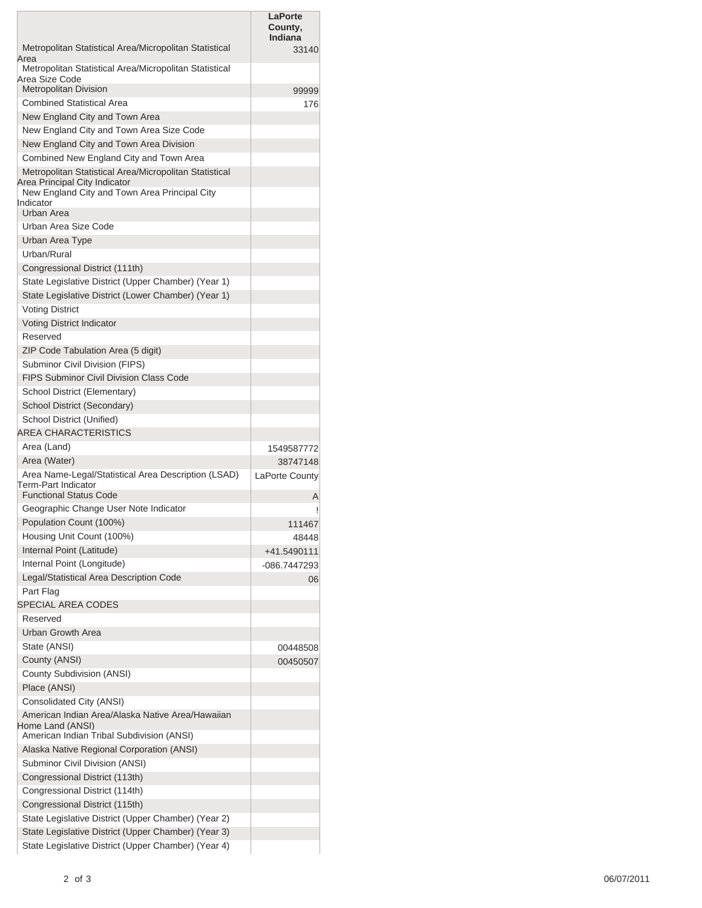| | LaPorte County, Indiana |
|---|---|
| Metropolitan Statistical Area/Micropolitan Statistical Area | 33140 |
| Metropolitan Statistical Area/Micropolitan Statistical Area Size Code | |
| Metropolitan Division | 99999 |
| Combined Statistical Area | 176 |
| New England City and Town Area | |
| New England City and Town Area Size Code | |
| New England City and Town Area Division | |
| Combined New England City and Town Area | |
| Metropolitan Statistical Area/Micropolitan Statistical Area Principal City Indicator | |
| New England City and Town Area Principal City Indicator | |
| Urban Area | |
| Urban Area Size Code | |
| Urban Area Type | |
| Urban/Rural | |
| Congressional District (111th) | |
| State Legislative District (Upper Chamber) (Year 1) | |
| State Legislative District (Lower Chamber) (Year 1) | |
| Voting District | |
| Voting District Indicator | |
| Reserved | |
| ZIP Code Tabulation Area (5 digit) | |
| Subminor Civil Division (FIPS) | |
| FIPS Subminor Civil Division Class Code | |
| School District (Elementary) | |
| School District (Secondary) | |
| School District (Unified) | |
| AREA CHARACTERISTICS | |
| Area (Land) | 1549587772 |
| Area (Water) | 38747148 |
| Area Name-Legal/Statistical Area Description (LSAD) Term-Part Indicator | LaPorte County |
| Functional Status Code | A |
| Geographic Change User Note Indicator | ! |
| Population Count (100%) | 111467 |
| Housing Unit Count (100%) | 48448 |
| Internal Point (Latitude) | +41.5490111 |
| Internal Point (Longitude) | -086.7447293 |
| Legal/Statistical Area Description Code | 06 |
| Part Flag | |
| SPECIAL AREA CODES | |
| Reserved | |
| Urban Growth Area | |
| State (ANSI) | 00448508 |
| County (ANSI) | 00450507 |
| County Subdivision (ANSI) | |
| Place (ANSI) | |
| Consolidated City (ANSI) | |
| American Indian Area/Alaska Native Area/Hawaiian Home Land (ANSI) | |
| American Indian Tribal Subdivision (ANSI) | |
| Alaska Native Regional Corporation (ANSI) | |
| Subminor Civil Division (ANSI) | |
| Congressional District (113th) | |
| Congressional District (114th) | |
| Congressional District (115th) | |
| State Legislative District (Upper Chamber) (Year 2) | |
| State Legislative District (Upper Chamber) (Year 3) | |
| State Legislative District (Upper Chamber) (Year 4) | |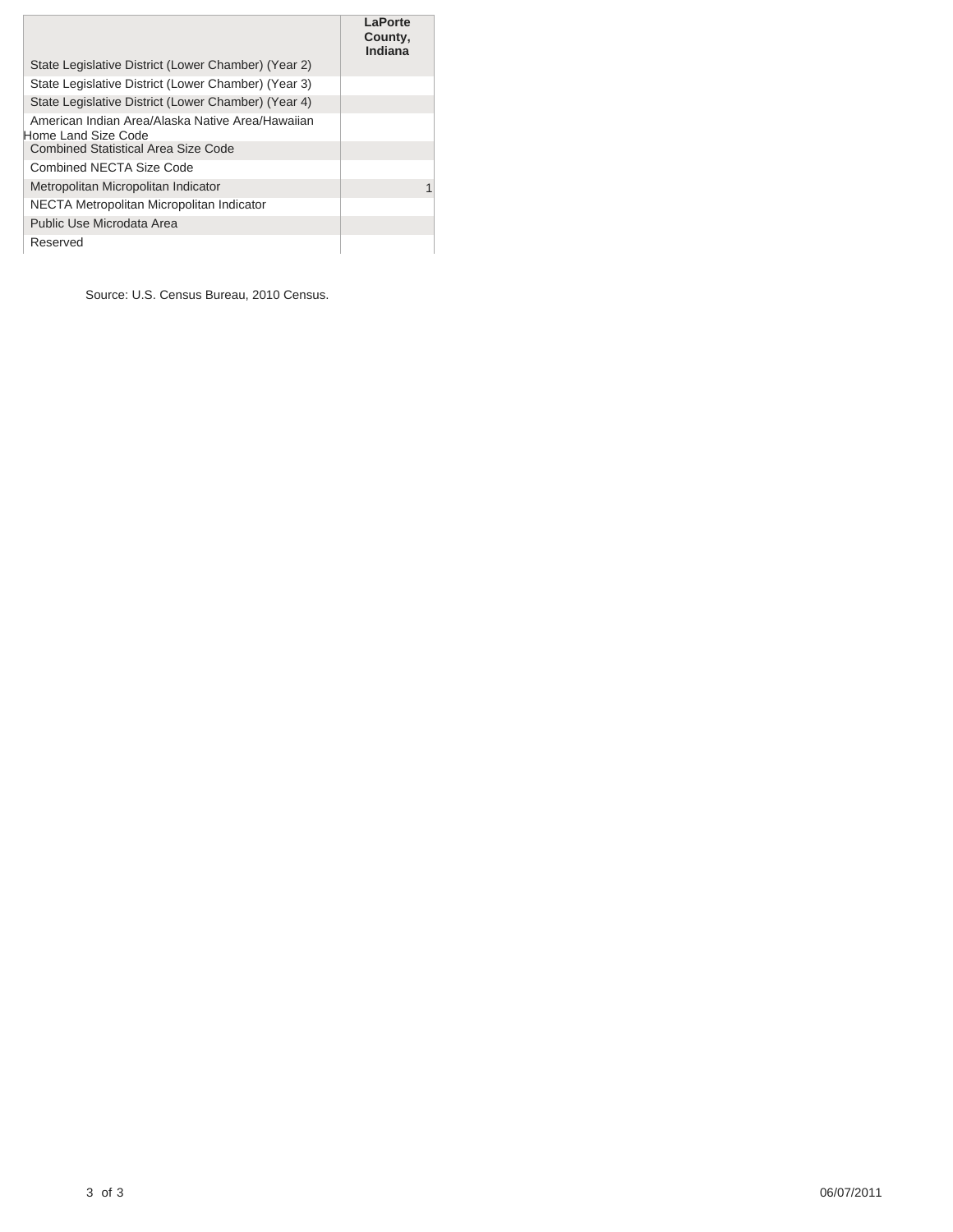| | LaPorte County, Indiana |
|---|---|
| State Legislative District (Lower Chamber) (Year 2) | |
| State Legislative District (Lower Chamber) (Year 3) | |
| State Legislative District (Lower Chamber) (Year 4) | |
| American Indian Area/Alaska Native Area/Hawaiian Home Land Size Code | |
| Combined Statistical Area Size Code | |
| Combined NECTA Size Code | |
| Metropolitan Micropolitan Indicator | 1 |
| NECTA Metropolitan Micropolitan Indicator | |
| Public Use Microdata Area | |
| Reserved | |

Source: U.S. Census Bureau, 2010 Census.